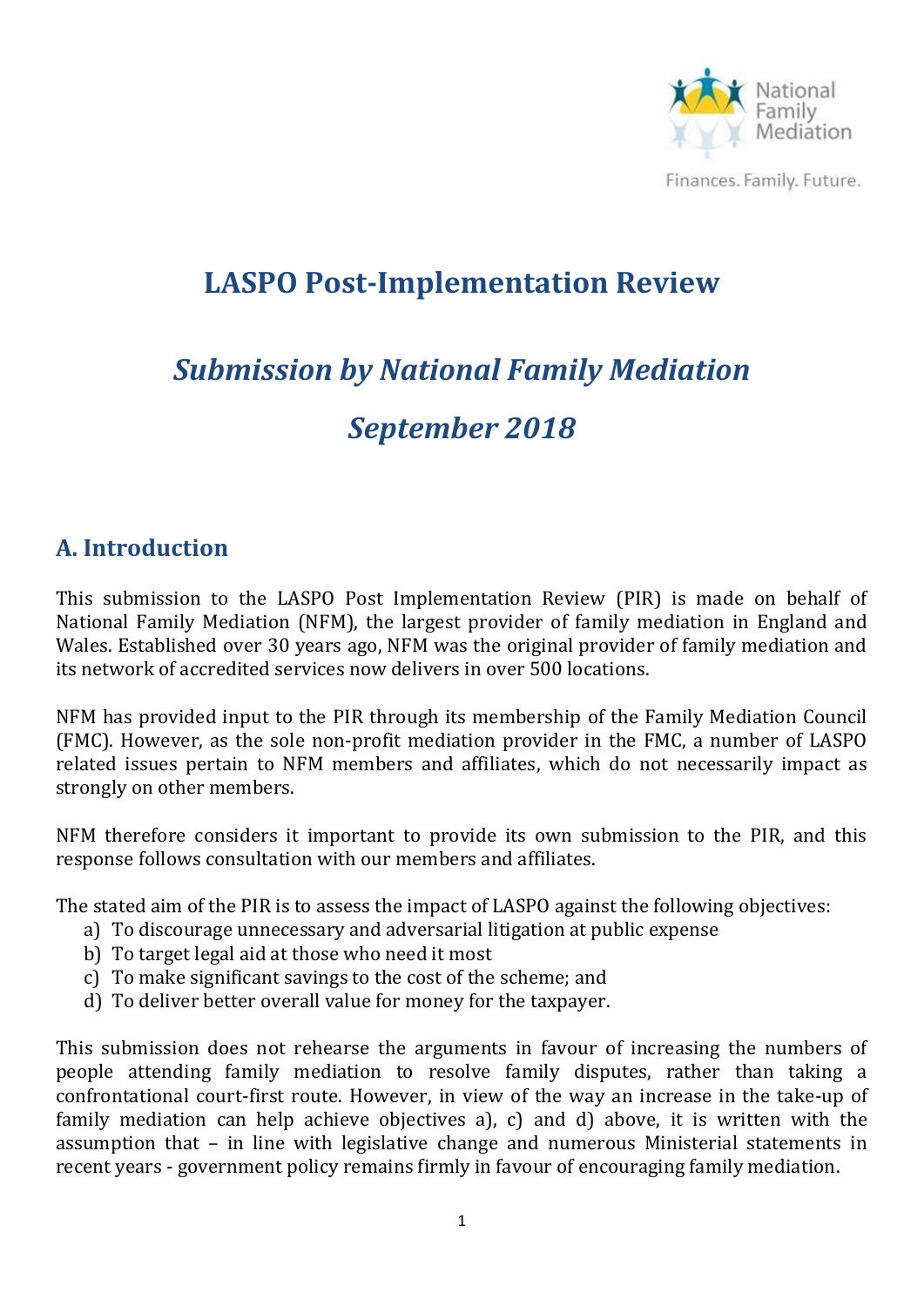National Family Mediation

Finances. Family. Future.

# LASPO Post-Implementation Review

## *Submission by National Family Mediation*

## *September 2018*

## A. Introduction

This submission to the LASPO Post Implementation Review (PIR) is made on behalf of National Family Mediation (NFM), the largest provider of family mediation in England and Wales. Established over 30 years ago, NFM was the original provider of family mediation and its network of accredited services now delivers in over 500 locations.

NFM has provided input to the PIR through its membership of the Family Mediation Council (FMC). However, as the sole non-profit mediation provider in the FMC, a number of LASPO related issues pertain to NFM members and affiliates, which do not necessarily impact as strongly on other members.

NFM therefore considers it important to provide its own submission to the PIR, and this response follows consultation with our members and affiliates.

The stated aim of the PIR is to assess the impact of LASPO against the following objectives:

a) To discourage unnecessary and adversarial litigation at public expense
b) To target legal aid at those who need it most
c) To make significant savings to the cost of the scheme; and
d) To deliver better overall value for money for the taxpayer.

This submission does not rehearse the arguments in favour of increasing the numbers of people attending family mediation to resolve family disputes, rather than taking a confrontational court-first route. However, in view of the way an increase in the take-up of family mediation can help achieve objectives a), c) and d) above, it is written with the assumption that – in line with legislative change and numerous Ministerial statements in recent years - government policy remains firmly in favour of encouraging family mediation.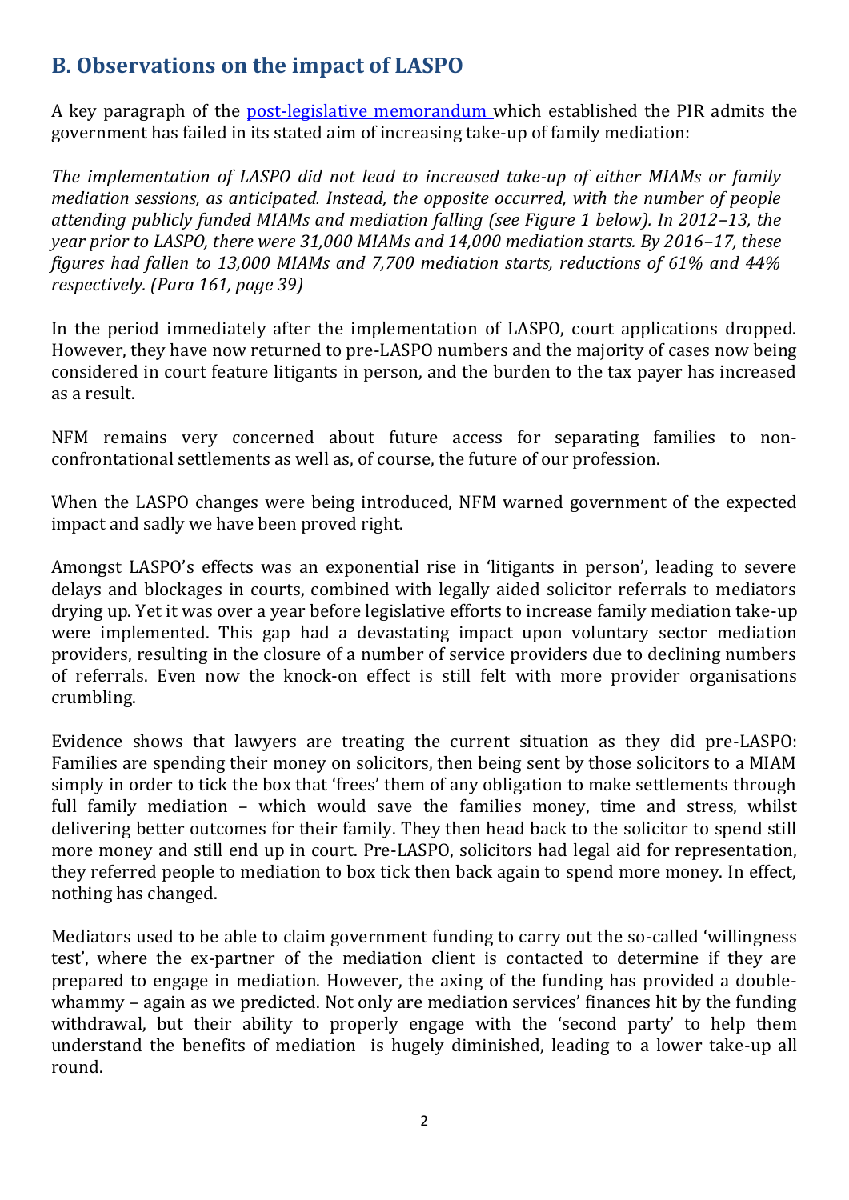## B. Observations on the impact of LASPO

A key paragraph of the post-legislative memorandum which established the PIR admits the government has failed in its stated aim of increasing take-up of family mediation:

*The implementation of LASPO did not lead to increased take-up of either MIAMs or family mediation sessions, as anticipated. Instead, the opposite occurred, with the number of people attending publicly funded MIAMs and mediation falling (see Figure 1 below). In 2012–13, the year prior to LASPO, there were 31,000 MIAMs and 14,000 mediation starts. By 2016–17, these figures had fallen to 13,000 MIAMs and 7,700 mediation starts, reductions of 61% and 44% respectively. (Para 161, page 39)*

In the period immediately after the implementation of LASPO, court applications dropped. However, they have now returned to pre-LASPO numbers and the majority of cases now being considered in court feature litigants in person, and the burden to the tax payer has increased as a result.

NFM remains very concerned about future access for separating families to non-confrontational settlements as well as, of course, the future of our profession.

When the LASPO changes were being introduced, NFM warned government of the expected impact and sadly we have been proved right.

Amongst LASPO's effects was an exponential rise in 'litigants in person', leading to severe delays and blockages in courts, combined with legally aided solicitor referrals to mediators drying up. Yet it was over a year before legislative efforts to increase family mediation take-up were implemented. This gap had a devastating impact upon voluntary sector mediation providers, resulting in the closure of a number of service providers due to declining numbers of referrals. Even now the knock-on effect is still felt with more provider organisations crumbling.

Evidence shows that lawyers are treating the current situation as they did pre-LASPO: Families are spending their money on solicitors, then being sent by those solicitors to a MIAM simply in order to tick the box that 'frees' them of any obligation to make settlements through full family mediation – which would save the families money, time and stress, whilst delivering better outcomes for their family. They then head back to the solicitor to spend still more money and still end up in court. Pre-LASPO, solicitors had legal aid for representation, they referred people to mediation to box tick then back again to spend more money. In effect, nothing has changed.

Mediators used to be able to claim government funding to carry out the so-called 'willingness test', where the ex-partner of the mediation client is contacted to determine if they are prepared to engage in mediation. However, the axing of the funding has provided a double-whammy – again as we predicted. Not only are mediation services' finances hit by the funding withdrawal, but their ability to properly engage with the 'second party' to help them understand the benefits of mediation is hugely diminished, leading to a lower take-up all round.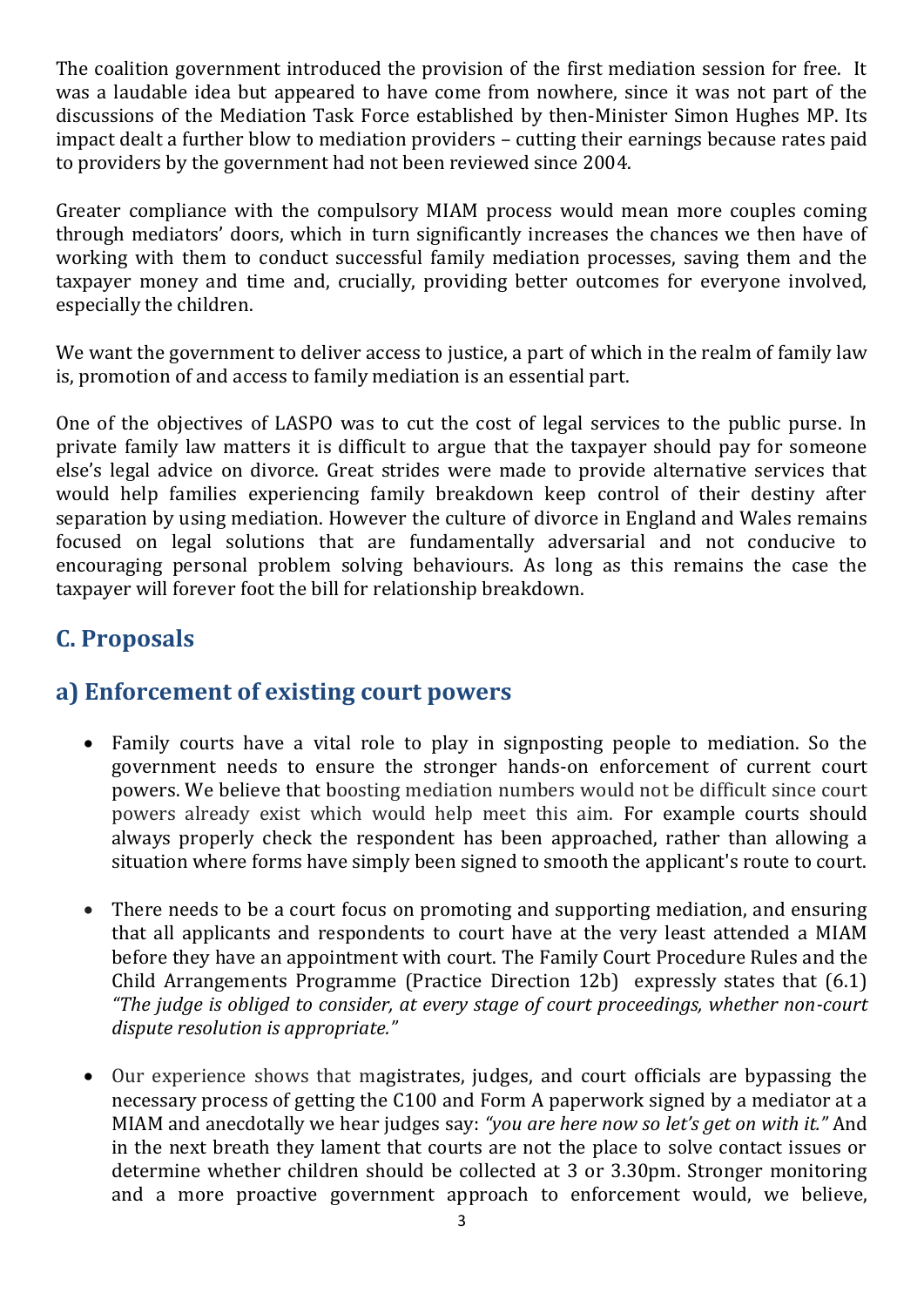The coalition government introduced the provision of the first mediation session for free. It was a laudable idea but appeared to have come from nowhere, since it was not part of the discussions of the Mediation Task Force established by then-Minister Simon Hughes MP. Its impact dealt a further blow to mediation providers – cutting their earnings because rates paid to providers by the government had not been reviewed since 2004.

Greater compliance with the compulsory MIAM process would mean more couples coming through mediators' doors, which in turn significantly increases the chances we then have of working with them to conduct successful family mediation processes, saving them and the taxpayer money and time and, crucially, providing better outcomes for everyone involved, especially the children.

We want the government to deliver access to justice, a part of which in the realm of family law is, promotion of and access to family mediation is an essential part.

One of the objectives of LASPO was to cut the cost of legal services to the public purse. In private family law matters it is difficult to argue that the taxpayer should pay for someone else's legal advice on divorce. Great strides were made to provide alternative services that would help families experiencing family breakdown keep control of their destiny after separation by using mediation. However the culture of divorce in England and Wales remains focused on legal solutions that are fundamentally adversarial and not conducive to encouraging personal problem solving behaviours. As long as this remains the case the taxpayer will forever foot the bill for relationship breakdown.

## C. Proposals

## a) Enforcement of existing court powers

- Family courts have a vital role to play in signposting people to mediation. So the government needs to ensure the stronger hands-on enforcement of current court powers. We believe that boosting mediation numbers would not be difficult since court powers already exist which would help meet this aim. For example courts should always properly check the respondent has been approached, rather than allowing a situation where forms have simply been signed to smooth the applicant's route to court.

- There needs to be a court focus on promoting and supporting mediation, and ensuring that all applicants and respondents to court have at the very least attended a MIAM before they have an appointment with court. The Family Court Procedure Rules and the Child Arrangements Programme (Practice Direction 12b) expressly states that (6.1) *"The judge is obliged to consider, at every stage of court proceedings, whether non-court dispute resolution is appropriate."*

- Our experience shows that magistrates, judges, and court officials are bypassing the necessary process of getting the C100 and Form A paperwork signed by a mediator at a MIAM and anecdotally we hear judges say: *"you are here now so let's get on with it."* And in the next breath they lament that courts are not the place to solve contact issues or determine whether children should be collected at 3 or 3.30pm. Stronger monitoring and a more proactive government approach to enforcement would, we believe,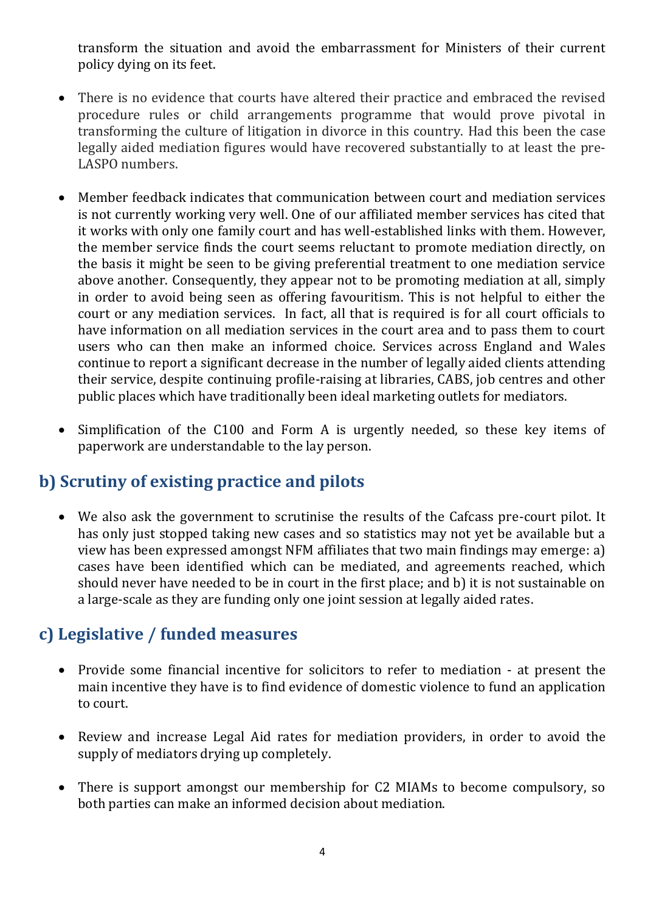transform the situation and avoid the embarrassment for Ministers of their current policy dying on its feet.

- There is no evidence that courts have altered their practice and embraced the revised procedure rules or child arrangements programme that would prove pivotal in transforming the culture of litigation in divorce in this country. Had this been the case legally aided mediation figures would have recovered substantially to at least the pre-LASPO numbers.

- Member feedback indicates that communication between court and mediation services is not currently working very well. One of our affiliated member services has cited that it works with only one family court and has well-established links with them. However, the member service finds the court seems reluctant to promote mediation directly, on the basis it might be seen to be giving preferential treatment to one mediation service above another. Consequently, they appear not to be promoting mediation at all, simply in order to avoid being seen as offering favouritism. This is not helpful to either the court or any mediation services. In fact, all that is required is for all court officials to have information on all mediation services in the court area and to pass them to court users who can then make an informed choice. Services across England and Wales continue to report a significant decrease in the number of legally aided clients attending their service, despite continuing profile-raising at libraries, CABS, job centres and other public places which have traditionally been ideal marketing outlets for mediators.

- Simplification of the C100 and Form A is urgently needed, so these key items of paperwork are understandable to the lay person.

## b) Scrutiny of existing practice and pilots

- We also ask the government to scrutinise the results of the Cafcass pre-court pilot. It has only just stopped taking new cases and so statistics may not yet be available but a view has been expressed amongst NFM affiliates that two main findings may emerge: a) cases have been identified which can be mediated, and agreements reached, which should never have needed to be in court in the first place; and b) it is not sustainable on a large-scale as they are funding only one joint session at legally aided rates.

## c) Legislative / funded measures

- Provide some financial incentive for solicitors to refer to mediation - at present the main incentive they have is to find evidence of domestic violence to fund an application to court.

- Review and increase Legal Aid rates for mediation providers, in order to avoid the supply of mediators drying up completely.

- There is support amongst our membership for C2 MIAMs to become compulsory, so both parties can make an informed decision about mediation.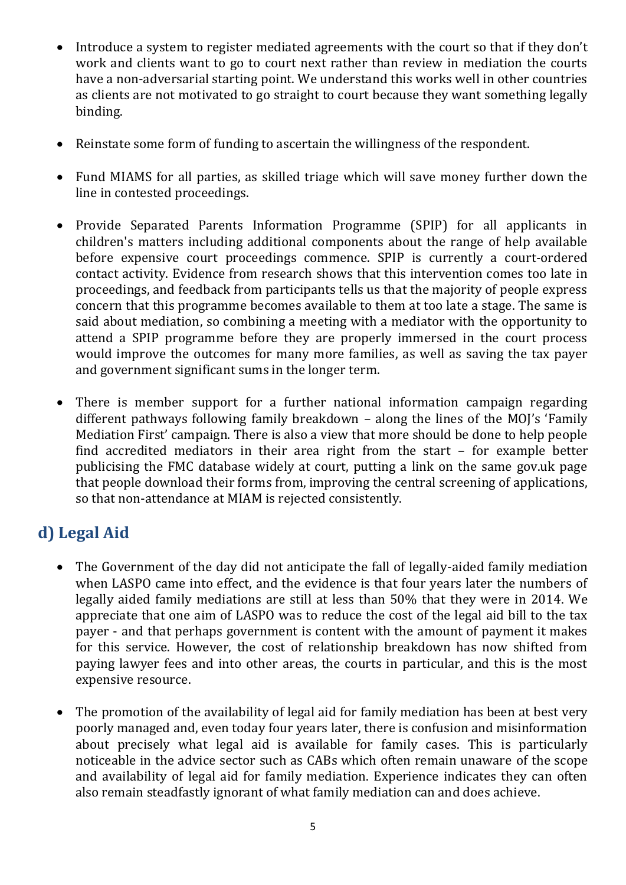- Introduce a system to register mediated agreements with the court so that if they don't work and clients want to go to court next rather than review in mediation the courts have a non-adversarial starting point. We understand this works well in other countries as clients are not motivated to go straight to court because they want something legally binding.

- Reinstate some form of funding to ascertain the willingness of the respondent.

- Fund MIAMS for all parties, as skilled triage which will save money further down the line in contested proceedings.

- Provide Separated Parents Information Programme (SPIP) for all applicants in children's matters including additional components about the range of help available before expensive court proceedings commence. SPIP is currently a court-ordered contact activity. Evidence from research shows that this intervention comes too late in proceedings, and feedback from participants tells us that the majority of people express concern that this programme becomes available to them at too late a stage. The same is said about mediation, so combining a meeting with a mediator with the opportunity to attend a SPIP programme before they are properly immersed in the court process would improve the outcomes for many more families, as well as saving the tax payer and government significant sums in the longer term.

- There is member support for a further national information campaign regarding different pathways following family breakdown – along the lines of the MOJ's 'Family Mediation First' campaign. There is also a view that more should be done to help people find accredited mediators in their area right from the start – for example better publicising the FMC database widely at court, putting a link on the same gov.uk page that people download their forms from, improving the central screening of applications, so that non-attendance at MIAM is rejected consistently.

## d) Legal Aid

- The Government of the day did not anticipate the fall of legally-aided family mediation when LASPO came into effect, and the evidence is that four years later the numbers of legally aided family mediations are still at less than 50% that they were in 2014. We appreciate that one aim of LASPO was to reduce the cost of the legal aid bill to the tax payer - and that perhaps government is content with the amount of payment it makes for this service. However, the cost of relationship breakdown has now shifted from paying lawyer fees and into other areas, the courts in particular, and this is the most expensive resource.

- The promotion of the availability of legal aid for family mediation has been at best very poorly managed and, even today four years later, there is confusion and misinformation about precisely what legal aid is available for family cases. This is particularly noticeable in the advice sector such as CABs which often remain unaware of the scope and availability of legal aid for family mediation. Experience indicates they can often also remain steadfastly ignorant of what family mediation can and does achieve.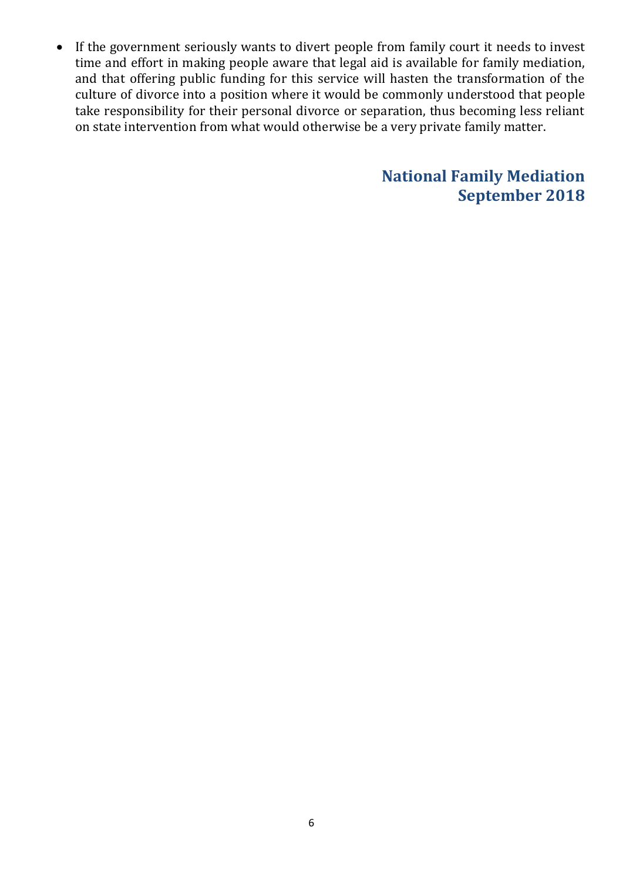- If the government seriously wants to divert people from family court it needs to invest time and effort in making people aware that legal aid is available for family mediation, and that offering public funding for this service will hasten the transformation of the culture of divorce into a position where it would be commonly understood that people take responsibility for their personal divorce or separation, thus becoming less reliant on state intervention from what would otherwise be a very private family matter.

**National Family Mediation**
**September 2018**